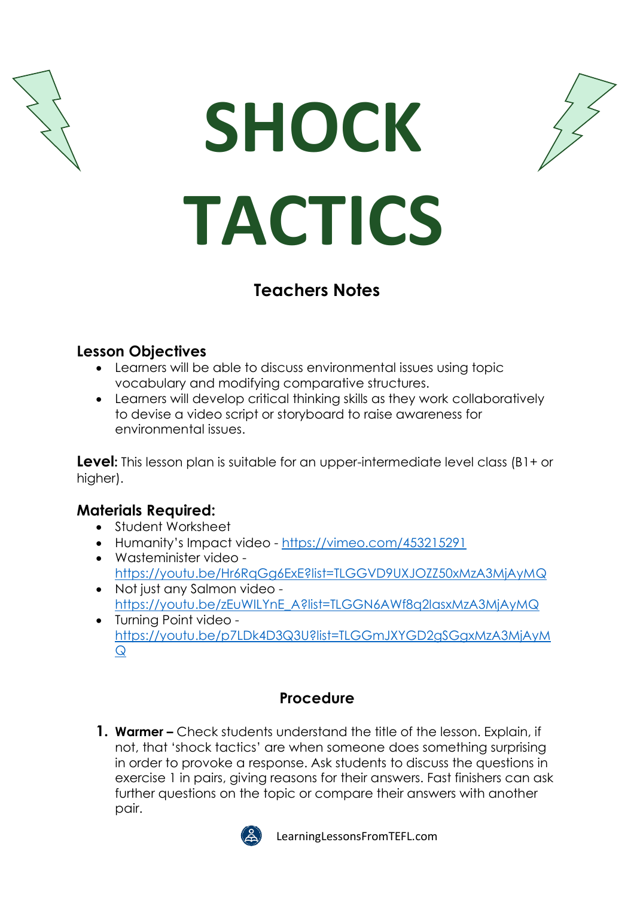# SHOCK TACTICS

## Teachers Notes

### Lesson Objectives

- Learners will be able to discuss environmental issues using topic vocabulary and modifying comparative structures.
- Learners will develop critical thinking skills as they work collaboratively to devise a video script or storyboard to raise awareness for environmental issues.

**Level:** This lesson plan is suitable for an upper-intermediate level class (B1+ or higher).

### Materials Required:

- Student Worksheet
- Humanity's Impact video - https://vimeo.com/453215291
- Wasteminister video - https://youtu.be/Hr6RqGg6ExE?list=TLGGVD9UXJOZZ50xMzA3MjAyMQ
- Not just any Salmon video - https://youtu.be/zEuWILYnE_A?list=TLGGN6AWf8q2lasxMzA3MjAyMQ
- Turning Point video - https://youtu.be/p7LDk4D3Q3U?list=TLGGmJXYGD2gSGgxMzA3MjAyMQ

## Procedure

1. **Warmer –** Check students understand the title of the lesson. Explain, if not, that 'shock tactics' are when someone does something surprising in order to provoke a response. Ask students to discuss the questions in exercise 1 in pairs, giving reasons for their answers. Fast finishers can ask further questions on the topic or compare their answers with another pair.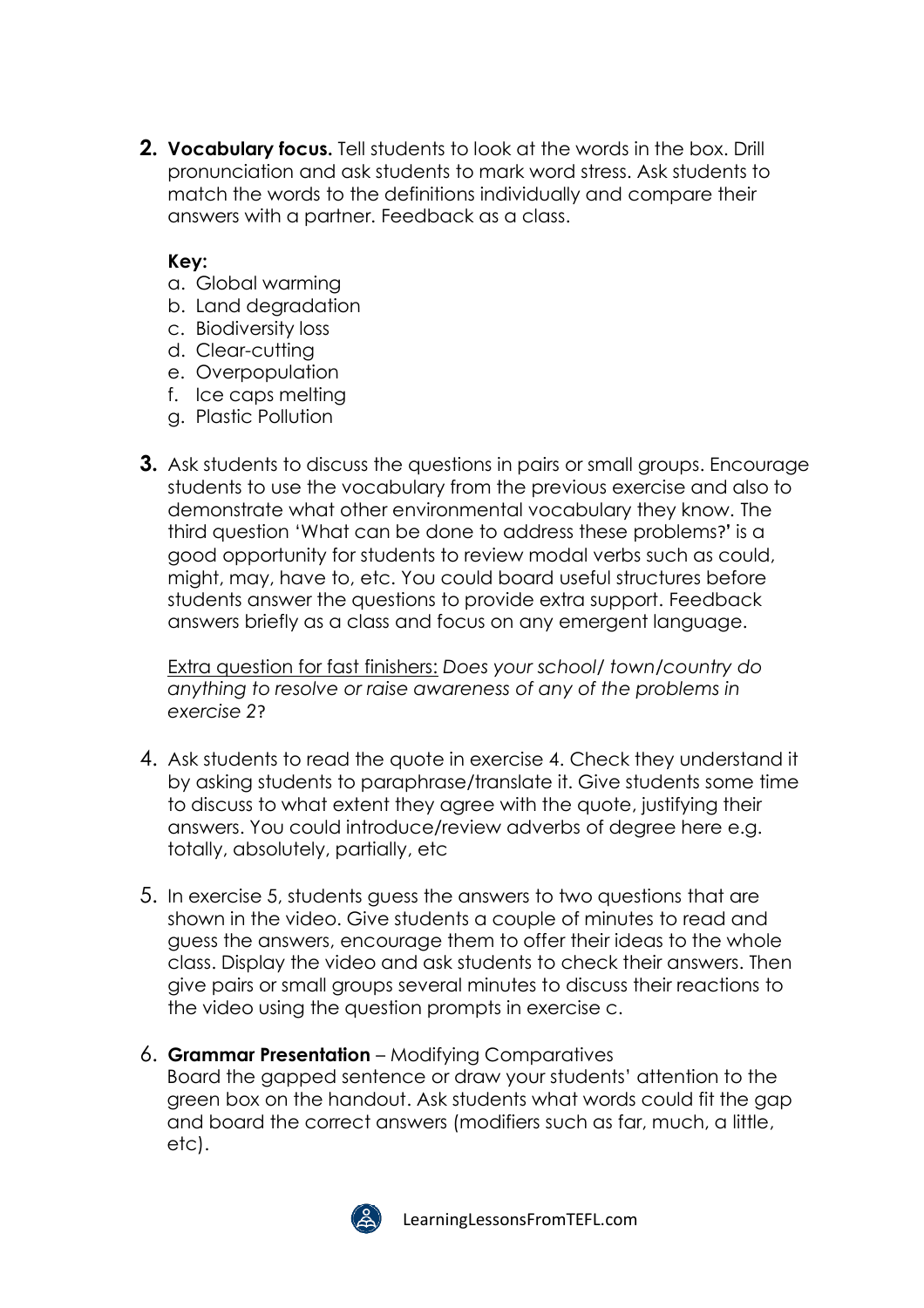2. **Vocabulary focus.** Tell students to look at the words in the box. Drill pronunciation and ask students to mark word stress. Ask students to match the words to the definitions individually and compare their answers with a partner. Feedback as a class.

   **Key:**
   a. Global warming
   b. Land degradation
   c. Biodiversity loss
   d. Clear-cutting
   e. Overpopulation
   f. Ice caps melting
   g. Plastic Pollution

3. Ask students to discuss the questions in pairs or small groups. Encourage students to use the vocabulary from the previous exercise and also to demonstrate what other environmental vocabulary they know. The third question 'What can be done to address these problems?' is a good opportunity for students to review modal verbs such as could, might, may, have to, etc. You could board useful structures before students answer the questions to provide extra support. Feedback answers briefly as a class and focus on any emergent language.

   Extra question for fast finishers: *Does your school/ town/country do anything to resolve or raise awareness of any of the problems in exercise 2*?

4. Ask students to read the quote in exercise 4. Check they understand it by asking students to paraphrase/translate it. Give students some time to discuss to what extent they agree with the quote, justifying their answers. You could introduce/review adverbs of degree here e.g. totally, absolutely, partially, etc

5. In exercise 5, students guess the answers to two questions that are shown in the video. Give students a couple of minutes to read and guess the answers, encourage them to offer their ideas to the whole class. Display the video and ask students to check their answers. Then give pairs or small groups several minutes to discuss their reactions to the video using the question prompts in exercise c.

6. **Grammar Presentation** – Modifying Comparatives
   Board the gapped sentence or draw your students' attention to the green box on the handout. Ask students what words could fit the gap and board the correct answers (modifiers such as far, much, a little, etc).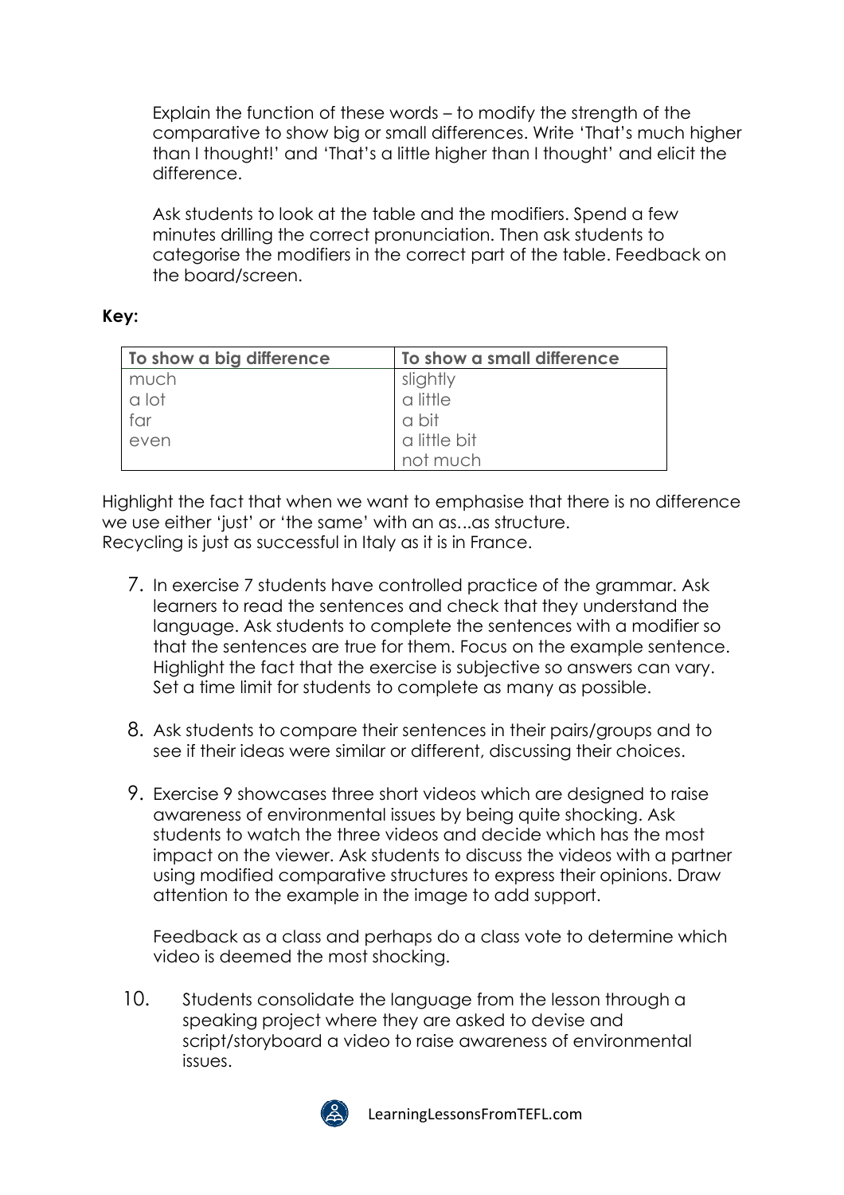Explain the function of these words – to modify the strength of the comparative to show big or small differences. Write 'That's much higher than I thought!' and 'That's a little higher than I thought' and elicit the difference.

Ask students to look at the table and the modifiers. Spend a few minutes drilling the correct pronunciation. Then ask students to categorise the modifiers in the correct part of the table. Feedback on the board/screen.

**Key:**

| To show a big difference | To show a small difference |
|---|---|
| much | slightly |
| a lot | a little |
| far | a bit |
| even | a little bit |
| | not much |

Highlight the fact that when we want to emphasise that there is no difference we use either 'just' or 'the same' with an as...as structure.
Recycling is just as successful in Italy as it is in France.

7. In exercise 7 students have controlled practice of the grammar. Ask learners to read the sentences and check that they understand the language. Ask students to complete the sentences with a modifier so that the sentences are true for them. Focus on the example sentence. Highlight the fact that the exercise is subjective so answers can vary. Set a time limit for students to complete as many as possible.

8. Ask students to compare their sentences in their pairs/groups and to see if their ideas were similar or different, discussing their choices.

9. Exercise 9 showcases three short videos which are designed to raise awareness of environmental issues by being quite shocking. Ask students to watch the three videos and decide which has the most impact on the viewer. Ask students to discuss the videos with a partner using modified comparative structures to express their opinions. Draw attention to the example in the image to add support.

   Feedback as a class and perhaps do a class vote to determine which video is deemed the most shocking.

10. Students consolidate the language from the lesson through a speaking project where they are asked to devise and script/storyboard a video to raise awareness of environmental issues.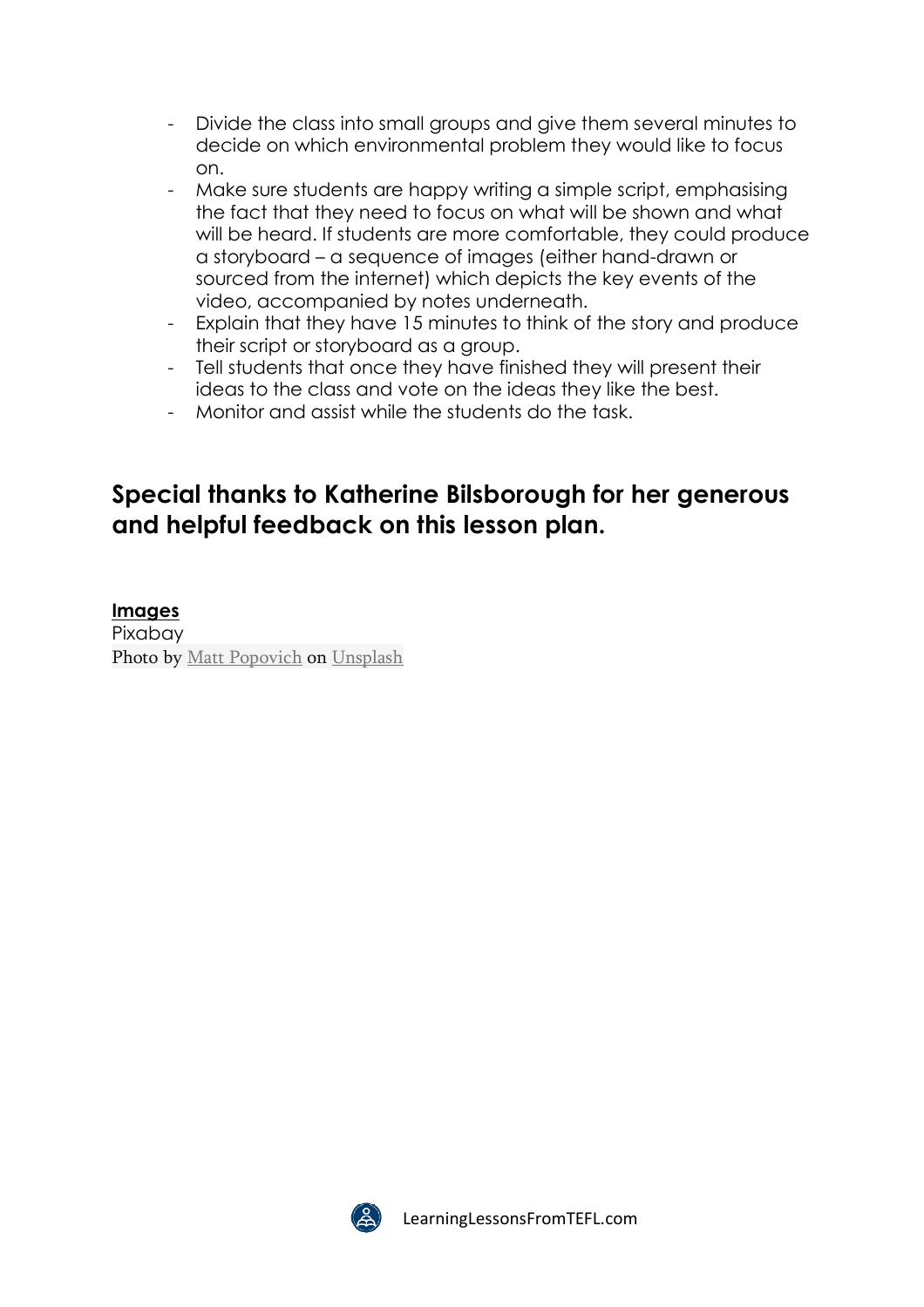- Divide the class into small groups and give them several minutes to decide on which environmental problem they would like to focus on.
- Make sure students are happy writing a simple script, emphasising the fact that they need to focus on what will be shown and what will be heard. If students are more comfortable, they could produce a storyboard – a sequence of images (either hand-drawn or sourced from the internet) which depicts the key events of the video, accompanied by notes underneath.
- Explain that they have 15 minutes to think of the story and produce their script or storyboard as a group.
- Tell students that once they have finished they will present their ideas to the class and vote on the ideas they like the best.
- Monitor and assist while the students do the task.

## Special thanks to Katherine Bilsborough for her generous and helpful feedback on this lesson plan.

**Images**

Pixabay

Photo by Matt Popovich on Unsplash